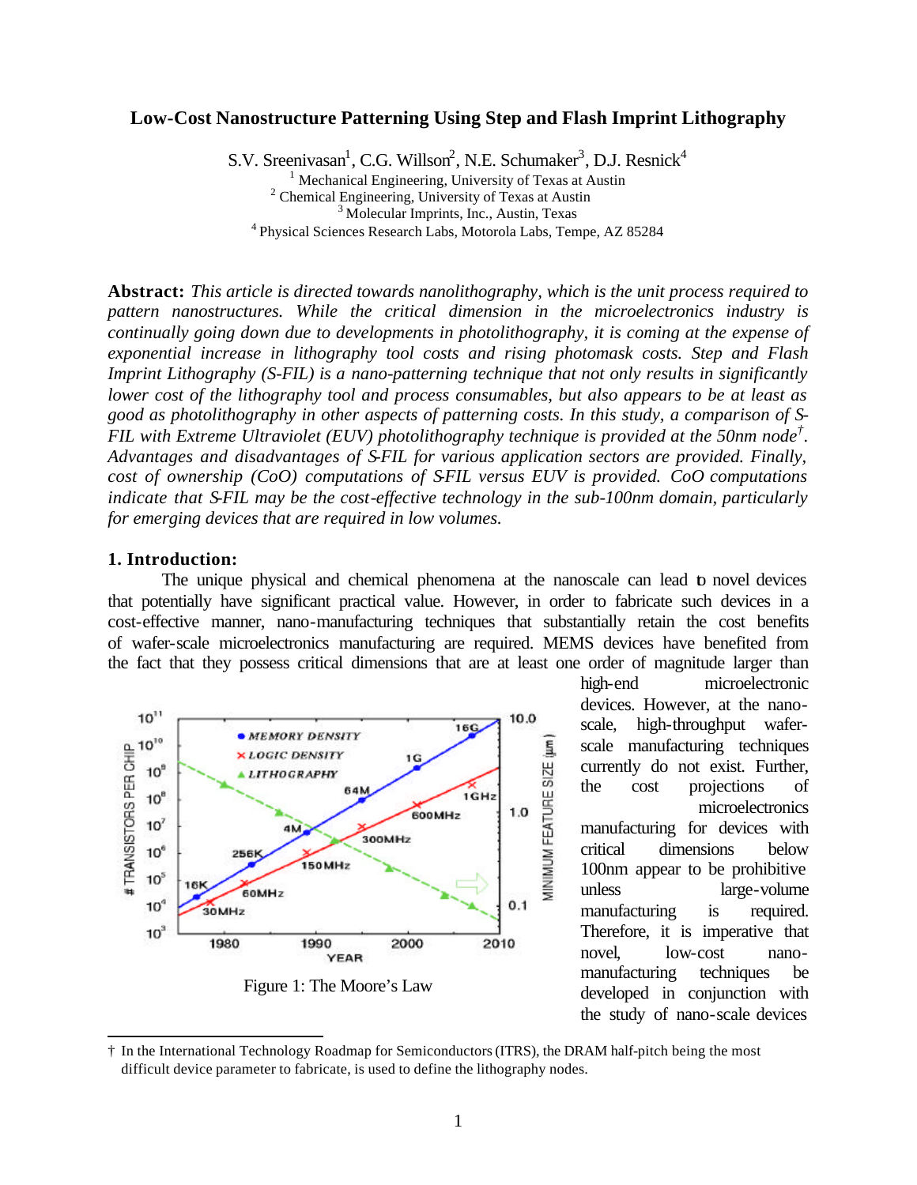# Low-Cost Nanostructure Patterning Using Step and Flash Imprint Lithography

S.V. Sreenivasan[1], C.G. Willson[2], N.E. Schumaker[3], D.J. Resnick[4]

[1] Mechanical Engineering, University of Texas at Austin
[2] Chemical Engineering, University of Texas at Austin
[3] Molecular Imprints, Inc., Austin, Texas
[4] Physical Sciences Research Labs, Motorola Labs, Tempe, AZ 85284

**Abstract:** *This article is directed towards nanolithography, which is the unit process required to pattern nanostructures. While the critical dimension in the microelectronics industry is continually going down due to developments in photolithography, it is coming at the expense of exponential increase in lithography tool costs and rising photomask costs. Step and Flash Imprint Lithography (S-FIL) is a nano-patterning technique that not only results in significantly lower cost of the lithography tool and process consumables, but also appears to be at least as good as photolithography in other aspects of patterning costs. In this study, a comparison of S-FIL with Extreme Ultraviolet (EUV) photolithography technique is provided at the 50nm node†. Advantages and disadvantages of S-FIL for various application sectors are provided. Finally, cost of ownership (CoO) computations of S-FIL versus EUV is provided. CoO computations indicate that S-FIL may be the cost-effective technology in the sub-100nm domain, particularly for emerging devices that are required in low volumes.*

## 1. Introduction:

The unique physical and chemical phenomena at the nanoscale can lead to novel devices that potentially have significant practical value. However, in order to fabricate such devices in a cost-effective manner, nano-manufacturing techniques that substantially retain the cost benefits of wafer-scale microelectronics manufacturing are required. MEMS devices have benefited from the fact that they possess critical dimensions that are at least one order of magnitude larger than high-end microelectronic devices. However, at the nano-scale, high-throughput wafer-scale manufacturing techniques currently do not exist. Further, the cost projections of microelectronics manufacturing for devices with critical dimensions below 100nm appear to be prohibitive unless large-volume manufacturing is required. Therefore, it is imperative that novel, low-cost nano-manufacturing techniques be developed in conjunction with the study of nano-scale devices

Figure 1: The Moore's Law

† In the International Technology Roadmap for Semiconductors (ITRS), the DRAM half-pitch being the most difficult device parameter to fabricate, is used to define the lithography nodes.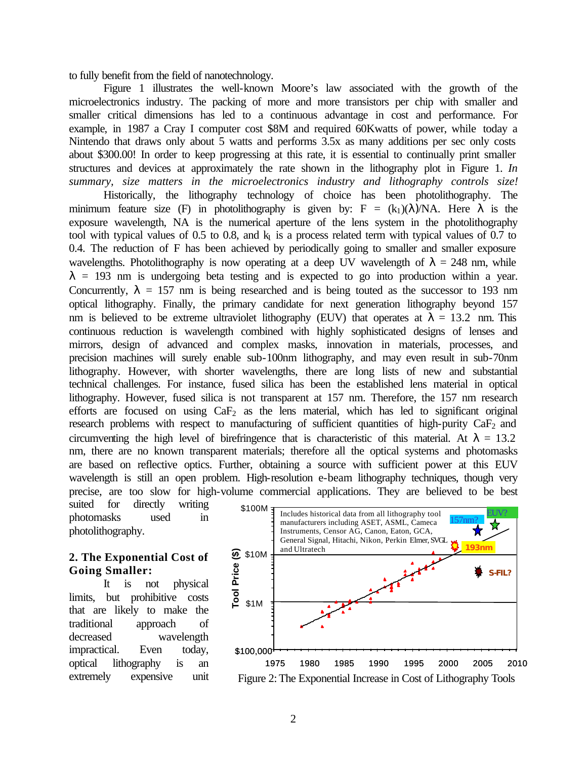to fully benefit from the field of nanotechnology.

Figure 1 illustrates the well-known Moore's law associated with the growth of the microelectronics industry. The packing of more and more transistors per chip with smaller and smaller critical dimensions has led to a continuous advantage in cost and performance. For example, in 1987 a Cray I computer cost $8M and required 60Kwatts of power, while today a Nintendo that draws only about 5 watts and performs 3.5x as many additions per sec only costs about $300.00! In order to keep progressing at this rate, it is essential to continually print smaller structures and devices at approximately the rate shown in the lithography plot in Figure 1. *In summary, size matters in the microelectronics industry and lithography controls size!*

Historically, the lithography technology of choice has been photolithography. The minimum feature size (F) in photolithography is given by: $F = (k_1)(\lambda)/NA$. Here $\lambda$ is the exposure wavelength, NA is the numerical aperture of the lens system in the photolithography tool with typical values of 0.5 to 0.8, and $k_1$ is a process related term with typical values of 0.7 to 0.4. The reduction of F has been achieved by periodically going to smaller and smaller exposure wavelengths. Photolithography is now operating at a deep UV wavelength of $\lambda$ = 248 nm, while $\lambda$ = 193 nm is undergoing beta testing and is expected to go into production within a year. Concurrently, $\lambda$ = 157 nm is being researched and is being touted as the successor to 193 nm optical lithography. Finally, the primary candidate for next generation lithography beyond 157 nm is believed to be extreme ultraviolet lithography (EUV) that operates at $\lambda$ = 13.2 nm. This continuous reduction is wavelength combined with highly sophisticated designs of lenses and mirrors, design of advanced and complex masks, innovation in materials, processes, and precision machines will surely enable sub-100nm lithography, and may even result in sub-70nm lithography. However, with shorter wavelengths, there are long lists of new and substantial technical challenges. For instance, fused silica has been the established lens material in optical lithography. However, fused silica is not transparent at 157 nm. Therefore, the 157 nm research efforts are focused on using $CaF_2$ as the lens material, which has led to significant original research problems with respect to manufacturing of sufficient quantities of high-purity $CaF_2$ and circumventing the high level of birefringence that is characteristic of this material. At $\lambda$ = 13.2 nm, there are no known transparent materials; therefore all the optical systems and photomasks are based on reflective optics. Further, obtaining a source with sufficient power at this EUV wavelength is still an open problem. High-resolution e-beam lithography techniques, though very precise, are too slow for high-volume commercial applications. They are believed to be best suited for directly writing photomasks used in photolithography.

## 2. The Exponential Cost of Going Smaller:

It is not physical limits, but prohibitive costs that are likely to make the traditional approach of decreased wavelength impractical. Even today, optical lithography is an extremely expensive unit

Figure 2: The Exponential Increase in Cost of Lithography Tools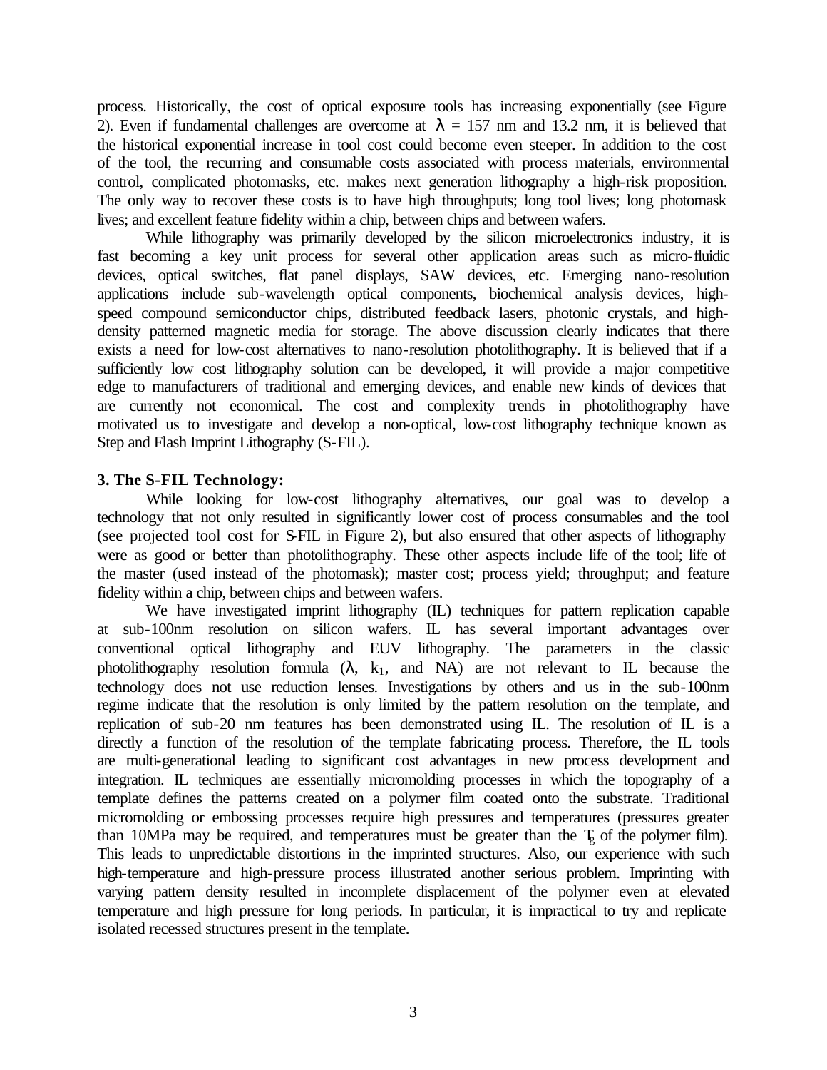process. Historically, the cost of optical exposure tools has increasing exponentially (see Figure 2). Even if fundamental challenges are overcome at $\lambda$ = 157 nm and 13.2 nm, it is believed that the historical exponential increase in tool cost could become even steeper. In addition to the cost of the tool, the recurring and consumable costs associated with process materials, environmental control, complicated photomasks, etc. makes next generation lithography a high-risk proposition. The only way to recover these costs is to have high throughputs; long tool lives; long photomask lives; and excellent feature fidelity within a chip, between chips and between wafers.

While lithography was primarily developed by the silicon microelectronics industry, it is fast becoming a key unit process for several other application areas such as micro-fluidic devices, optical switches, flat panel displays, SAW devices, etc. Emerging nano-resolution applications include sub-wavelength optical components, biochemical analysis devices, high-speed compound semiconductor chips, distributed feedback lasers, photonic crystals, and high-density patterned magnetic media for storage. The above discussion clearly indicates that there exists a need for low-cost alternatives to nano-resolution photolithography. It is believed that if a sufficiently low cost lithography solution can be developed, it will provide a major competitive edge to manufacturers of traditional and emerging devices, and enable new kinds of devices that are currently not economical. The cost and complexity trends in photolithography have motivated us to investigate and develop a non-optical, low-cost lithography technique known as Step and Flash Imprint Lithography (S-FIL).

### 3. The S-FIL Technology:

While looking for low-cost lithography alternatives, our goal was to develop a technology that not only resulted in significantly lower cost of process consumables and the tool (see projected tool cost for S-FIL in Figure 2), but also ensured that other aspects of lithography were as good or better than photolithography. These other aspects include life of the tool; life of the master (used instead of the photomask); master cost; process yield; throughput; and feature fidelity within a chip, between chips and between wafers.

We have investigated imprint lithography (IL) techniques for pattern replication capable at sub-100nm resolution on silicon wafers. IL has several important advantages over conventional optical lithography and EUV lithography. The parameters in the classic photolithography resolution formula ($\lambda$, $k_1$, and NA) are not relevant to IL because the technology does not use reduction lenses. Investigations by others and us in the sub-100nm regime indicate that the resolution is only limited by the pattern resolution on the template, and replication of sub-20 nm features has been demonstrated using IL. The resolution of IL is a directly a function of the resolution of the template fabricating process. Therefore, the IL tools are multi-generational leading to significant cost advantages in new process development and integration. IL techniques are essentially micromolding processes in which the topography of a template defines the patterns created on a polymer film coated onto the substrate. Traditional micromolding or embossing processes require high pressures and temperatures (pressures greater than 10MPa may be required, and temperatures must be greater than the $T_g$ of the polymer film). This leads to unpredictable distortions in the imprinted structures. Also, our experience with such high-temperature and high-pressure process illustrated another serious problem. Imprinting with varying pattern density resulted in incomplete displacement of the polymer even at elevated temperature and high pressure for long periods. In particular, it is impractical to try and replicate isolated recessed structures present in the template.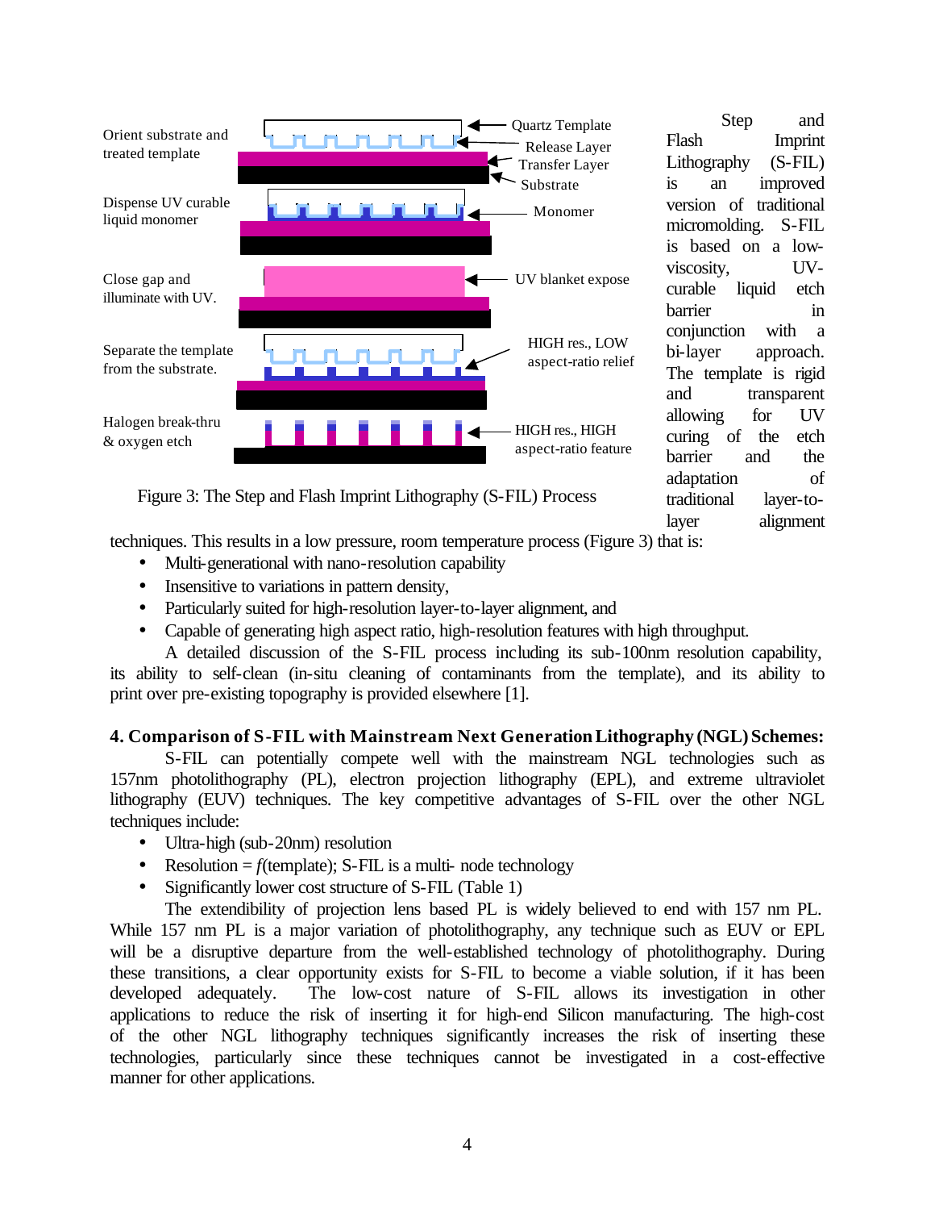Orient substrate and treated template

Quartz Template

Release Layer

Transfer Layer

Substrate

Dispense UV curable liquid monomer

Monomer

Close gap and illuminate with UV.

UV blanket expose

Separate the template from the substrate.

HIGH res., LOW aspect-ratio relief

Halogen break-thru & oxygen etch

HIGH res., HIGH aspect-ratio feature

Figure 3: The Step and Flash Imprint Lithography (S-FIL) Process

Step and Flash Imprint Lithography (S-FIL) is an improved version of traditional micromolding. S-FIL is based on a low-viscosity, UV-curable liquid etch barrier in conjunction with a bi-layer approach. The template is rigid and transparent allowing for UV curing of the etch barrier and the adaptation of traditional layer-to-layer alignment techniques. This results in a low pressure, room temperature process (Figure 3) that is:

- Multi-generational with nano-resolution capability
- Insensitive to variations in pattern density,
- Particularly suited for high-resolution layer-to-layer alignment, and
- Capable of generating high aspect ratio, high-resolution features with high throughput.

A detailed discussion of the S-FIL process including its sub-100nm resolution capability, its ability to self-clean (in-situ cleaning of contaminants from the template), and its ability to print over pre-existing topography is provided elsewhere [1].

## 4. Comparison of S-FIL with Mainstream Next Generation Lithography (NGL) Schemes:

S-FIL can potentially compete well with the mainstream NGL technologies such as 157nm photolithography (PL), electron projection lithography (EPL), and extreme ultraviolet lithography (EUV) techniques. The key competitive advantages of S-FIL over the other NGL techniques include:

- Ultra-high (sub-20nm) resolution
- Resolution = *f*(template); S-FIL is a multi- node technology
- Significantly lower cost structure of S-FIL (Table 1)

The extendibility of projection lens based PL is widely believed to end with 157 nm PL. While 157 nm PL is a major variation of photolithography, any technique such as EUV or EPL will be a disruptive departure from the well-established technology of photolithography. During these transitions, a clear opportunity exists for S-FIL to become a viable solution, if it has been developed adequately. The low-cost nature of S-FIL allows its investigation in other applications to reduce the risk of inserting it for high-end Silicon manufacturing. The high-cost of the other NGL lithography techniques significantly increases the risk of inserting these technologies, particularly since these techniques cannot be investigated in a cost-effective manner for other applications.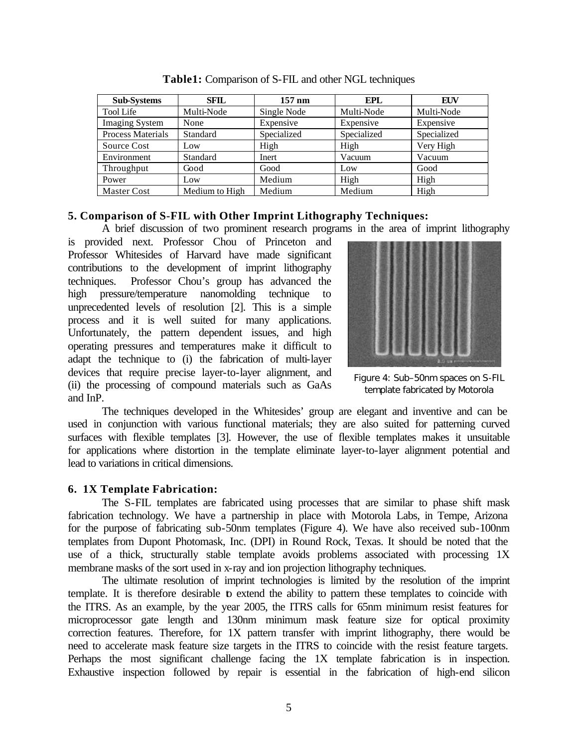**Table1:** Comparison of S-FIL and other NGL techniques

| Sub-Systems | SFIL | 157 nm | EPL | EUV |
|---|---|---|---|---|
| Tool Life | Multi-Node | Single Node | Multi-Node | Multi-Node |
| Imaging System | None | Expensive | Expensive | Expensive |
| Process Materials | Standard | Specialized | Specialized | Specialized |
| Source Cost | Low | High | High | Very High |
| Environment | Standard | Inert | Vacuum | Vacuum |
| Throughput | Good | Good | Low | Good |
| Power | Low | Medium | High | High |
| Master Cost | Medium to High | Medium | Medium | High |

## 5. Comparison of S-FIL with Other Imprint Lithography Techniques:

A brief discussion of two prominent research programs in the area of imprint lithography is provided next. Professor Chou of Princeton and Professor Whitesides of Harvard have made significant contributions to the development of imprint lithography techniques. Professor Chou's group has advanced the high pressure/temperature nanomolding technique to unprecedented levels of resolution [2]. This is a simple process and it is well suited for many applications. Unfortunately, the pattern dependent issues, and high operating pressures and temperatures make it difficult to adapt the technique to (i) the fabrication of multi-layer devices that require precise layer-to-layer alignment, and (ii) the processing of compound materials such as GaAs and InP.

Figure 4: Sub–50nm spaces on S-FIL template fabricated by Motorola

The techniques developed in the Whitesides' group are elegant and inventive and can be used in conjunction with various functional materials; they are also suited for patterning curved surfaces with flexible templates [3]. However, the use of flexible templates makes it unsuitable for applications where distortion in the template eliminate layer-to-layer alignment potential and lead to variations in critical dimensions.

## 6. 1X Template Fabrication:

The S-FIL templates are fabricated using processes that are similar to phase shift mask fabrication technology. We have a partnership in place with Motorola Labs, in Tempe, Arizona for the purpose of fabricating sub-50nm templates (Figure 4). We have also received sub-100nm templates from Dupont Photomask, Inc. (DPI) in Round Rock, Texas. It should be noted that the use of a thick, structurally stable template avoids problems associated with processing 1X membrane masks of the sort used in x-ray and ion projection lithography techniques.

The ultimate resolution of imprint technologies is limited by the resolution of the imprint template. It is therefore desirable to extend the ability to pattern these templates to coincide with the ITRS. As an example, by the year 2005, the ITRS calls for 65nm minimum resist features for microprocessor gate length and 130nm minimum mask feature size for optical proximity correction features. Therefore, for 1X pattern transfer with imprint lithography, there would be need to accelerate mask feature size targets in the ITRS to coincide with the resist feature targets. Perhaps the most significant challenge facing the 1X template fabrication is in inspection. Exhaustive inspection followed by repair is essential in the fabrication of high-end silicon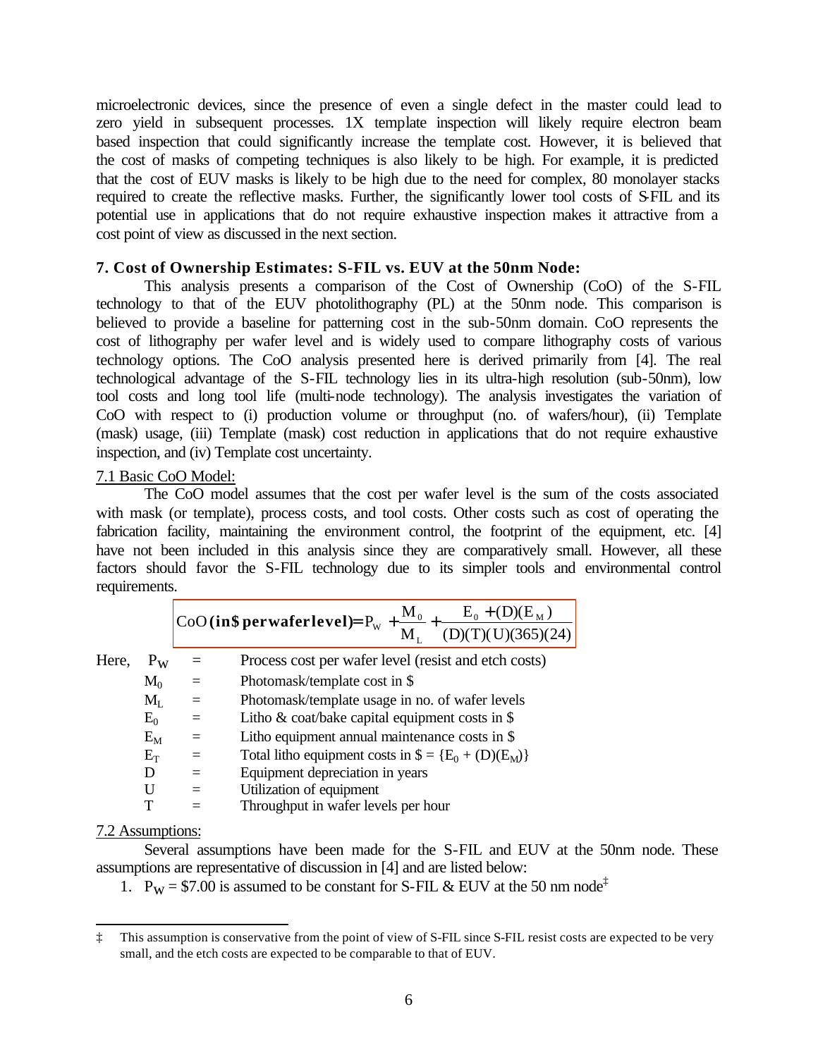microelectronic devices, since the presence of even a single defect in the master could lead to zero yield in subsequent processes. 1X template inspection will likely require electron beam based inspection that could significantly increase the template cost. However, it is believed that the cost of masks of competing techniques is also likely to be high. For example, it is predicted that the cost of EUV masks is likely to be high due to the need for complex, 80 monolayer stacks required to create the reflective masks. Further, the significantly lower tool costs of S-FIL and its potential use in applications that do not require exhaustive inspection makes it attractive from a cost point of view as discussed in the next section.

## 7. Cost of Ownership Estimates: S-FIL vs. EUV at the 50nm Node:

This analysis presents a comparison of the Cost of Ownership (CoO) of the S-FIL technology to that of the EUV photolithography (PL) at the 50nm node. This comparison is believed to provide a baseline for patterning cost in the sub-50nm domain. CoO represents the cost of lithography per wafer level and is widely used to compare lithography costs of various technology options. The CoO analysis presented here is derived primarily from [4]. The real technological advantage of the S-FIL technology lies in its ultra-high resolution (sub-50nm), low tool costs and long tool life (multi-node technology). The analysis investigates the variation of CoO with respect to (i) production volume or throughput (no. of wafers/hour), (ii) Template (mask) usage, (iii) Template (mask) cost reduction in applications that do not require exhaustive inspection, and (iv) Template cost uncertainty.

### 7.1 Basic CoO Model:

The CoO model assumes that the cost per wafer level is the sum of the costs associated with mask (or template), process costs, and tool costs. Other costs such as cost of operating the fabrication facility, maintaining the environment control, the footprint of the equipment, etc. [4] have not been included in this analysis since they are comparatively small. However, all these factors should favor the S-FIL technology due to its simpler tools and environmental control requirements.

$$\text{CoO}\ \textbf{(in\$ per wafer level)} = P_W + \frac{M_0}{M_L} + \frac{E_0 + (D)(E_M)}{(D)(T)(U)(365)(24)}$$

Here,

- $P_W$ = Process cost per wafer level (resist and etch costs)
- $M_0$ = Photomask/template cost in \$
- $M_L$ = Photomask/template usage in no. of wafer levels
- $E_0$ = Litho & coat/bake capital equipment costs in \$
- $E_M$ = Litho equipment annual maintenance costs in \$
- $E_T$ = Total litho equipment costs in \$ = $\{E_0 + (D)(E_M)\}$
- $D$ = Equipment depreciation in years
- $U$ = Utilization of equipment
- $T$ = Throughput in wafer levels per hour

### 7.2 Assumptions:

Several assumptions have been made for the S-FIL and EUV at the 50nm node. These assumptions are representative of discussion in [4] and are listed below:

1. $P_W$ = \$7.00 is assumed to be constant for S-FIL & EUV at the 50 nm node[‡]

‡ This assumption is conservative from the point of view of S-FIL since S-FIL resist costs are expected to be very small, and the etch costs are expected to be comparable to that of EUV.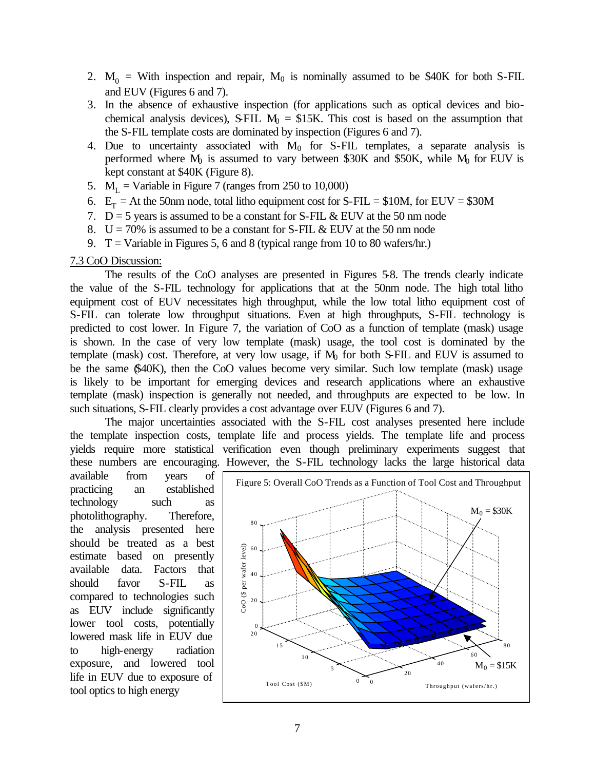2. $M_0$ = With inspection and repair, $M_0$ is nominally assumed to be \$40K for both S-FIL and EUV (Figures 6 and 7).
3. In the absence of exhaustive inspection (for applications such as optical devices and bio-chemical analysis devices), S-FIL $M_0$ = \$15K. This cost is based on the assumption that the S-FIL template costs are dominated by inspection (Figures 6 and 7).
4. Due to uncertainty associated with $M_0$ for S-FIL templates, a separate analysis is performed where $M_0$ is assumed to vary between \$30K and \$50K, while $M_0$ for EUV is kept constant at \$40K (Figure 8).
5. $M_L$ = Variable in Figure 7 (ranges from 250 to 10,000)
6. $E_T$ = At the 50nm node, total litho equipment cost for S-FIL = \$10M, for EUV = \$30M
7. D = 5 years is assumed to be a constant for S-FIL & EUV at the 50 nm node
8. U = 70% is assumed to be a constant for S-FIL & EUV at the 50 nm node
9. T = Variable in Figures 5, 6 and 8 (typical range from 10 to 80 wafers/hr.)

7.3 CoO Discussion:

The results of the CoO analyses are presented in Figures 5-8. The trends clearly indicate the value of the S-FIL technology for applications that at the 50nm node. The high total litho equipment cost of EUV necessitates high throughput, while the low total litho equipment cost of S-FIL can tolerate low throughput situations. Even at high throughputs, S-FIL technology is predicted to cost lower. In Figure 7, the variation of CoO as a function of template (mask) usage is shown. In the case of very low template (mask) usage, the tool cost is dominated by the template (mask) cost. Therefore, at very low usage, if $M_0$ for both S-FIL and EUV is assumed to be the same (\$40K), then the CoO values become very similar. Such low template (mask) usage is likely to be important for emerging devices and research applications where an exhaustive template (mask) inspection is generally not needed, and throughputs are expected to be low. In such situations, S-FIL clearly provides a cost advantage over EUV (Figures 6 and 7).

The major uncertainties associated with the S-FIL cost analyses presented here include the template inspection costs, template life and process yields. The template life and process yields require more statistical verification even though preliminary experiments suggest that these numbers are encouraging. However, the S-FIL technology lacks the large historical data available from years of practicing an established technology such as photolithography. Therefore, the analysis presented here should be treated as a best estimate based on presently available data. Factors that should favor S-FIL as compared to technologies such as EUV include significantly lower tool costs, potentially lowered mask life in EUV due to high-energy radiation exposure, and lowered tool life in EUV due to exposure of tool optics to high energy

Figure 5: Overall CoO Trends as a Function of Tool Cost and Throughput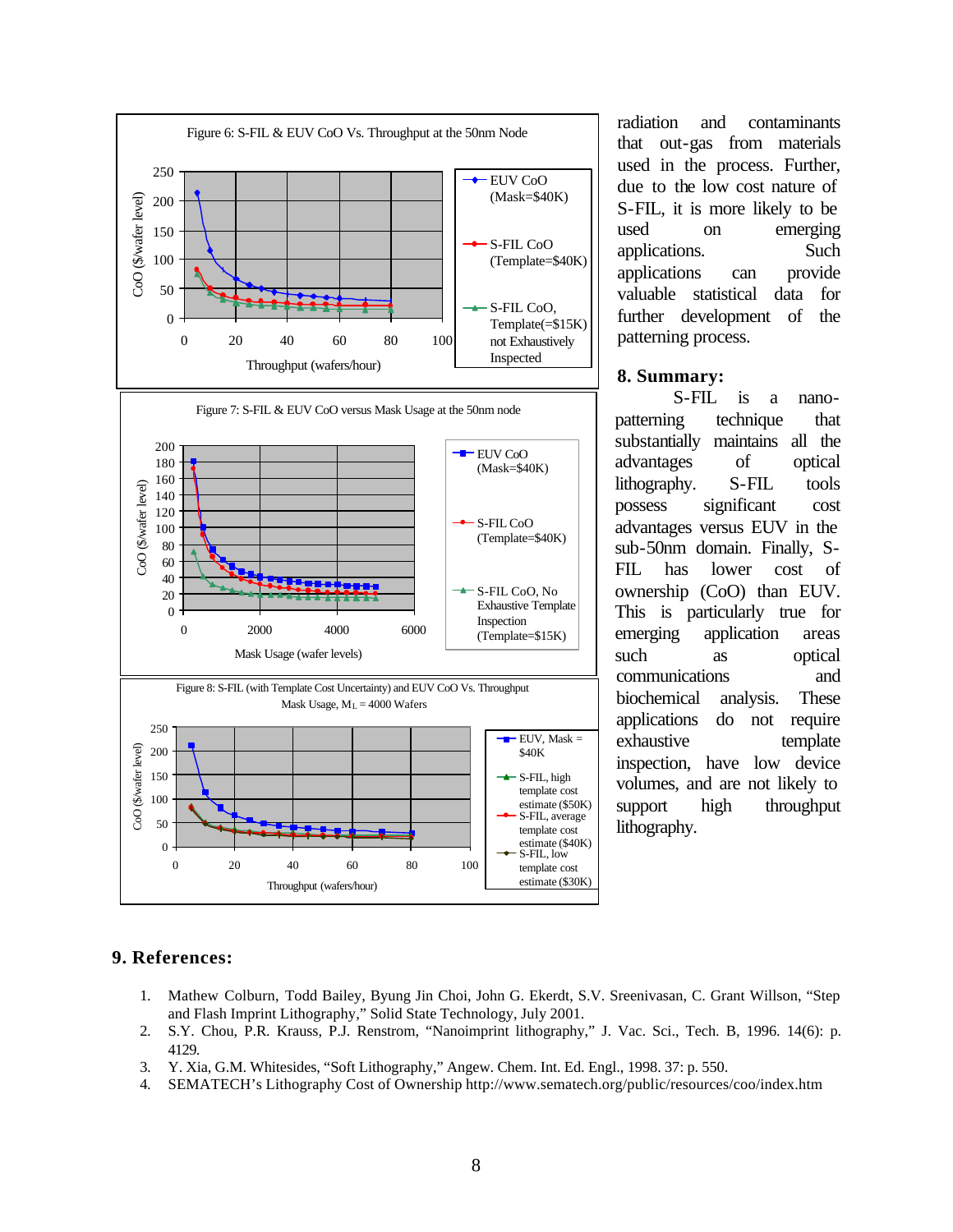Figure 6: S-FIL & EUV CoO Vs. Throughput at the 50nm Node

CoO ($/wafer level)

250
200
150
100
50
0

0 20 40 60 80 100

Throughput (wafers/hour)

EUV CoO (Mask=$40K)

S-FIL CoO (Template=$40K)

S-FIL CoO, Template(=$15K) not Exhaustively Inspected

Figure 7: S-FIL & EUV CoO versus Mask Usage at the 50nm node

CoO ($/wafer level)

200
180
160
140
120
100
80
60
40
20
0

0 2000 4000 6000

Mask Usage (wafer levels)

EUV CoO (Mask=$40K)

S-FIL CoO (Template=$40K)

S-FIL CoO, No Exhaustive Template Inspection (Template=$15K)

Figure 8: S-FIL (with Template Cost Uncertainty) and EUV CoO Vs. Throughput
Mask Usage, $M_L$ = 4000 Wafers

CoO ($/wafer level)

250
200
150
100
50
0

0 20 40 60 80 100

Throughput (wafers/hour)

EUV, Mask = $40K

S-FIL, high template cost estimate ($50K)

S-FIL, average template cost estimate ($40K)

S-FIL, low template cost estimate ($30K)

radiation and contaminants that out-gas from materials used in the process. Further, due to the low cost nature of S-FIL, it is more likely to be used on emerging applications. Such applications can provide valuable statistical data for further development of the patterning process.

## 8. Summary:

S-FIL is a nano-patterning technique that substantially maintains all the advantages of optical lithography. S-FIL tools possess significant cost advantages versus EUV in the sub-50nm domain. Finally, S-FIL has lower cost of ownership (CoO) than EUV. This is particularly true for emerging application areas such as optical communications and biochemical analysis. These applications do not require exhaustive template inspection, have low device volumes, and are not likely to support high throughput lithography.

## 9. References:

1. Mathew Colburn, Todd Bailey, Byung Jin Choi, John G. Ekerdt, S.V. Sreenivasan, C. Grant Willson, "Step and Flash Imprint Lithography," Solid State Technology, July 2001.
2. S.Y. Chou, P.R. Krauss, P.J. Renstrom, "Nanoimprint lithography," J. Vac. Sci., Tech. B, 1996. 14(6): p. 4129.
3. Y. Xia, G.M. Whitesides, "Soft Lithography," Angew. Chem. Int. Ed. Engl., 1998. 37: p. 550.
4. SEMATECH's Lithography Cost of Ownership http://www.sematech.org/public/resources/coo/index.htm